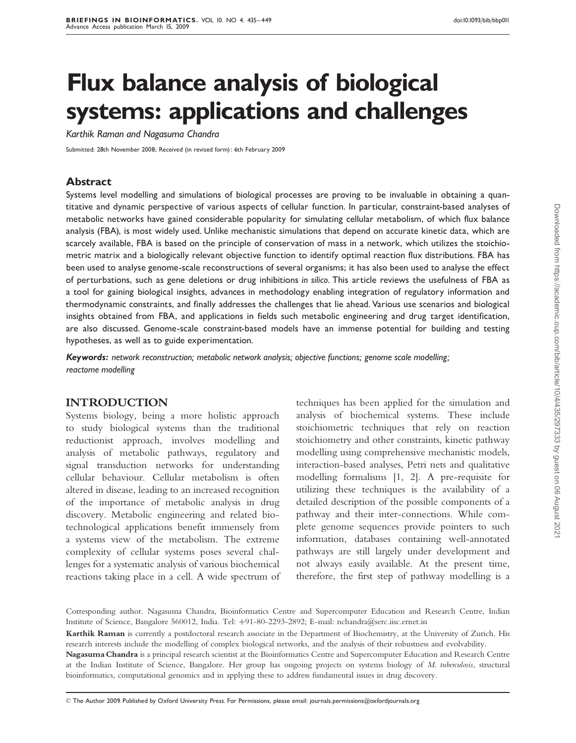# Flux balance analysis of biological systems: applications and challenges

*Karthik Raman and Nagasuma Chandra*

Submitted: 28th November 2008; Received (in revised form): 6th February 2009

## Abstract

Systems level modelling and simulations of biological processes are proving to be invaluable in obtaining a quantitative and dynamic perspective of various aspects of cellular function. In particular, constraint-based analyses of metabolic networks have gained considerable popularity for simulating cellular metabolism, of which flux balance analysis (FBA), is most widely used. Unlike mechanistic simulations that depend on accurate kinetic data, which are scarcely available, FBA is based on the principle of conservation of mass in a network, which utilizes the stoichiometric matrix and a biologically relevant objective function to identify optimal reaction flux distributions. FBA has been used to analyse genome-scale reconstructions of several organisms; it has also been used to analyse the effect of perturbations, such as gene deletions or drug inhibitions *in silico*. This article reviews the usefulness of FBA as a tool for gaining biological insights, advances in methodology enabling integration of regulatory information and thermodynamic constraints, and finally addresses the challenges that lie ahead. Various use scenarios and biological insights obtained from FBA, and applications in fields such metabolic engineering and drug target identification, are also discussed. Genome-scale constraint-based models have an immense potential for building and testing hypotheses, as well as to guide experimentation.

***Keywords:*** *network reconstruction; metabolic network analysis; objective functions; genome scale modelling; reactome modelling*

## INTRODUCTION

Systems biology, being a more holistic approach to study biological systems than the traditional reductionist approach, involves modelling and analysis of metabolic pathways, regulatory and signal transduction networks for understanding cellular behaviour. Cellular metabolism is often altered in disease, leading to an increased recognition of the importance of metabolic analysis in drug discovery. Metabolic engineering and related biotechnological applications benefit immensely from a systems view of the metabolism. The extreme complexity of cellular systems poses several challenges for a systematic analysis of various biochemical reactions taking place in a cell. A wide spectrum of techniques has been applied for the simulation and analysis of biochemical systems. These include stoichiometric techniques that rely on reaction stoichiometry and other constraints, kinetic pathway modelling using comprehensive mechanistic models, interaction-based analyses, Petri nets and qualitative modelling formalisms [1, 2]. A pre-requisite for utilizing these techniques is the availability of a detailed description of the possible components of a pathway and their inter-connections. While complete genome sequences provide pointers to such information, databases containing well-annotated pathways are still largely under development and not always easily available. At the present time, therefore, the first step of pathway modelling is a

Corresponding author. Nagasuma Chandra, Bioinformatics Centre and Supercomputer Education and Research Centre, Indian Institute of Science, Bangalore 560012, India. Tel: +91-80-2293-2892; E-mail: nchandra@serc.iisc.ernet.in

**Karthik Raman** is currently a postdoctoral research associate in the Department of Biochemistry, at the University of Zurich. His research interests include the modelling of complex biological networks, and the analysis of their robustness and evolvability.

**Nagasuma Chandra** is a principal research scientist at the Bioinformatics Centre and Supercomputer Education and Research Centre at the Indian Institute of Science, Bangalore. Her group has ongoing projects on systems biology of *M. tuberculosis*, structural bioinformatics, computational genomics and in applying these to address fundamental issues in drug discovery.

© The Author 2009. Published by Oxford University Press. For Permissions, please email: journals.permissions@oxfordjournals.org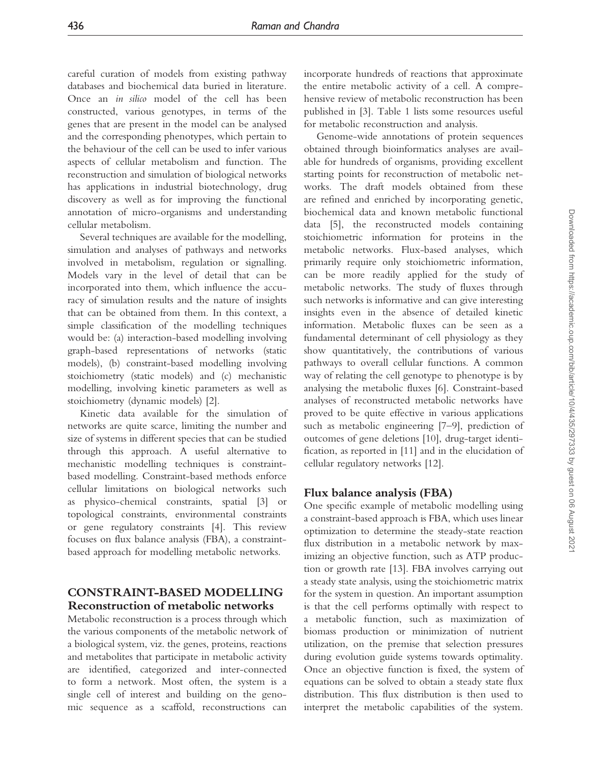careful curation of models from existing pathway databases and biochemical data buried in literature. Once an *in silico* model of the cell has been constructed, various genotypes, in terms of the genes that are present in the model can be analysed and the corresponding phenotypes, which pertain to the behaviour of the cell can be used to infer various aspects of cellular metabolism and function. The reconstruction and simulation of biological networks has applications in industrial biotechnology, drug discovery as well as for improving the functional annotation of micro-organisms and understanding cellular metabolism.

Several techniques are available for the modelling, simulation and analyses of pathways and networks involved in metabolism, regulation or signalling. Models vary in the level of detail that can be incorporated into them, which influence the accuracy of simulation results and the nature of insights that can be obtained from them. In this context, a simple classification of the modelling techniques would be: (a) interaction-based modelling involving graph-based representations of networks (static models), (b) constraint-based modelling involving stoichiometry (static models) and (c) mechanistic modelling, involving kinetic parameters as well as stoichiometry (dynamic models) [2].

Kinetic data available for the simulation of networks are quite scarce, limiting the number and size of systems in different species that can be studied through this approach. A useful alternative to mechanistic modelling techniques is constraint-based modelling. Constraint-based methods enforce cellular limitations on biological networks such as physico-chemical constraints, spatial [3] or topological constraints, environmental constraints or gene regulatory constraints [4]. This review focuses on flux balance analysis (FBA), a constraint-based approach for modelling metabolic networks.

## CONSTRAINT-BASED MODELLING

### Reconstruction of metabolic networks

Metabolic reconstruction is a process through which the various components of the metabolic network of a biological system, viz. the genes, proteins, reactions and metabolites that participate in metabolic activity are identified, categorized and inter-connected to form a network. Most often, the system is a single cell of interest and building on the genomic sequence as a scaffold, reconstructions can incorporate hundreds of reactions that approximate the entire metabolic activity of a cell. A comprehensive review of metabolic reconstruction has been published in [3]. Table 1 lists some resources useful for metabolic reconstruction and analysis.

Genome-wide annotations of protein sequences obtained through bioinformatics analyses are available for hundreds of organisms, providing excellent starting points for reconstruction of metabolic networks. The draft models obtained from these are refined and enriched by incorporating genetic, biochemical data and known metabolic functional data [5], the reconstructed models containing stoichiometric information for proteins in the metabolic networks. Flux-based analyses, which primarily require only stoichiometric information, can be more readily applied for the study of metabolic networks. The study of fluxes through such networks is informative and can give interesting insights even in the absence of detailed kinetic information. Metabolic fluxes can be seen as a fundamental determinant of cell physiology as they show quantitatively, the contributions of various pathways to overall cellular functions. A common way of relating the cell genotype to phenotype is by analysing the metabolic fluxes [6]. Constraint-based analyses of reconstructed metabolic networks have proved to be quite effective in various applications such as metabolic engineering [7–9], prediction of outcomes of gene deletions [10], drug-target identification, as reported in [11] and in the elucidation of cellular regulatory networks [12].

### Flux balance analysis (FBA)

One specific example of metabolic modelling using a constraint-based approach is FBA, which uses linear optimization to determine the steady-state reaction flux distribution in a metabolic network by maximizing an objective function, such as ATP production or growth rate [13]. FBA involves carrying out a steady state analysis, using the stoichiometric matrix for the system in question. An important assumption is that the cell performs optimally with respect to a metabolic function, such as maximization of biomass production or minimization of nutrient utilization, on the premise that selection pressures during evolution guide systems towards optimality. Once an objective function is fixed, the system of equations can be solved to obtain a steady state flux distribution. This flux distribution is then used to interpret the metabolic capabilities of the system.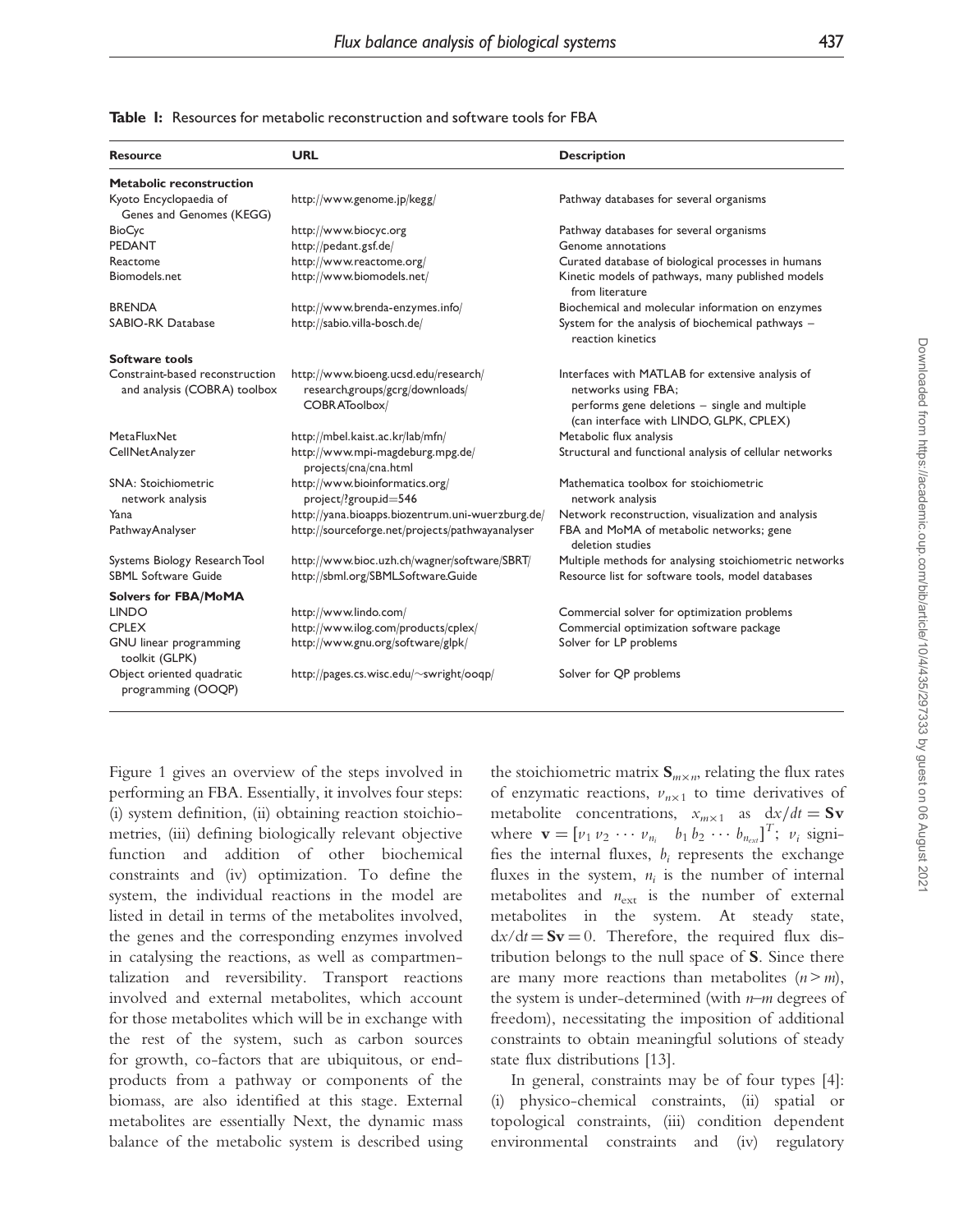**Table 1:** Resources for metabolic reconstruction and software tools for FBA

| Resource | URL | Description |
|---|---|---|
| **Metabolic reconstruction** | | |
| Kyoto Encyclopaedia of Genes and Genomes (KEGG) | http://www.genome.jp/kegg/ | Pathway databases for several organisms |
| BioCyc | http://www.biocyc.org | Pathway databases for several organisms |
| PEDANT | http://pedant.gsf.de/ | Genome annotations |
| Reactome | http://www.reactome.org/ | Curated database of biological processes in humans |
| Biomodels.net | http://www.biomodels.net/ | Kinetic models of pathways, many published models from literature |
| BRENDA | http://www.brenda-enzymes.info/ | Biochemical and molecular information on enzymes |
| SABIO-RK Database | http://sabio.villa-bosch.de/ | System for the analysis of biochemical pathways – reaction kinetics |
| **Software tools** | | |
| Constraint-based reconstruction and analysis (COBRA) toolbox | http://www.bioeng.ucsd.edu/research/research.groups/gcrg/downloads/COBRAToolbox/ | Interfaces with MATLAB for extensive analysis of networks using FBA; performs gene deletions – single and multiple (can interface with LINDO, GLPK, CPLEX) |
| MetaFluxNet | http://mbel.kaist.ac.kr/lab/mfn/ | Metabolic flux analysis |
| CellNetAnalyzer | http://www.mpi-magdeburg.mpg.de/projects/cna/cna.html | Structural and functional analysis of cellular networks |
| SNA: Stoichiometric network analysis | http://www.bioinformatics.org/project/?group.id=546 | Mathematica toolbox for stoichiometric network analysis |
| Yana | http://yana.bioapps.biozentrum.uni-wuerzburg.de/ | Network reconstruction, visualization and analysis |
| PathwayAnalyser | http://sourceforge.net/projects/pathwayanalyser | FBA and MoMA of metabolic networks; gene deletion studies |
| Systems Biology Research Tool | http://www.bioc.uzh.ch/wagner/software/SBRT/ | Multiple methods for analysing stoichiometric networks |
| SBML Software Guide | http://sbml.org/SBML.Software.Guide | Resource list for software tools, model databases |
| **Solvers for FBA/MoMA** | | |
| LINDO | http://www.lindo.com/ | Commercial solver for optimization problems |
| CPLEX | http://www.ilog.com/products/cplex/ | Commercial optimization software package |
| GNU linear programming toolkit (GLPK) | http://www.gnu.org/software/glpk/ | Solver for LP problems |
| Object oriented quadratic programming (OOQP) | http://pages.cs.wisc.edu/~swright/ooqp/ | Solver for QP problems |

Figure 1 gives an overview of the steps involved in performing an FBA. Essentially, it involves four steps: (i) system definition, (ii) obtaining reaction stoichiometries, (iii) defining biologically relevant objective function and addition of other biochemical constraints and (iv) optimization. To define the system, the individual reactions in the model are listed in detail in terms of the metabolites involved, the genes and the corresponding enzymes involved in catalysing the reactions, as well as compartmentalization and reversibility. Transport reactions involved and external metabolites, which account for those metabolites which will be in exchange with the rest of the system, such as carbon sources for growth, co-factors that are ubiquitous, or end-products from a pathway or components of the biomass, are also identified at this stage. External metabolites are essentially Next, the dynamic mass balance of the metabolic system is described using the stoichiometric matrix $\mathbf{S}_{m\times n}$, relating the flux rates of enzymatic reactions, $v_{n\times 1}$ to time derivatives of metabolite concentrations, $x_{m\times 1}$ as $dx/dt = \mathbf{Sv}$ where $\mathbf{v} = [v_1\, v_2\, \cdots\, v_{n_i} \quad b_1\, b_2\, \cdots\, b_{n_{ext}}]^T$; $v_i$ signifies the internal fluxes, $b_i$ represents the exchange fluxes in the system, $n_i$ is the number of internal metabolites and $n_{\text{ext}}$ is the number of external metabolites in the system. At steady state, $dx/dt = \mathbf{Sv} = 0$. Therefore, the required flux distribution belongs to the null space of $\mathbf{S}$. Since there are many more reactions than metabolites ($n > m$), the system is under-determined (with $n$–$m$ degrees of freedom), necessitating the imposition of additional constraints to obtain meaningful solutions of steady state flux distributions [13].

In general, constraints may be of four types [4]: (i) physico-chemical constraints, (ii) spatial or topological constraints, (iii) condition dependent environmental constraints and (iv) regulatory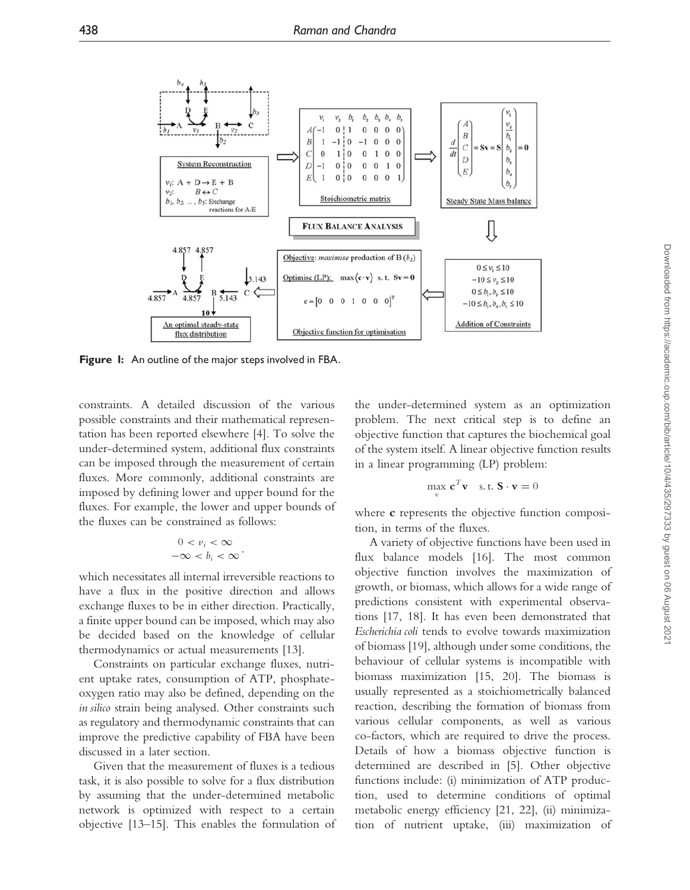Figure 1: An outline of the major steps involved in FBA.

constraints. A detailed discussion of the various possible constraints and their mathematical representation has been reported elsewhere [4]. To solve the under-determined system, additional flux constraints can be imposed through the measurement of certain fluxes. More commonly, additional constraints are imposed by defining lower and upper bound for the fluxes. For example, the lower and upper bounds of the fluxes can be constrained as follows:

$$\begin{gathered} 0 < v_i < \infty \\ -\infty < b_i < \infty \end{gathered}.$$

which necessitates all internal irreversible reactions to have a flux in the positive direction and allows exchange fluxes to be in either direction. Practically, a finite upper bound can be imposed, which may also be decided based on the knowledge of cellular thermodynamics or actual measurements [13].

Constraints on particular exchange fluxes, nutrient uptake rates, consumption of ATP, phosphate-oxygen ratio may also be defined, depending on the *in silico* strain being analysed. Other constraints such as regulatory and thermodynamic constraints that can improve the predictive capability of FBA have been discussed in a later section.

Given that the measurement of fluxes is a tedious task, it is also possible to solve for a flux distribution by assuming that the under-determined metabolic network is optimized with respect to a certain objective [13–15]. This enables the formulation of the under-determined system as an optimization problem. The next critical step is to define an objective function that captures the biochemical goal of the system itself. A linear objective function results in a linear programming (LP) problem:

$$\max_{\mathbf{v}} \ \mathbf{c}^T\mathbf{v} \quad \text{s.t. } \mathbf{S} \cdot \mathbf{v} = 0$$

where $\mathbf{c}$ represents the objective function composition, in terms of the fluxes.

A variety of objective functions have been used in flux balance models [16]. The most common objective function involves the maximization of growth, or biomass, which allows for a wide range of predictions consistent with experimental observations [17, 18]. It has even been demonstrated that *Escherichia coli* tends to evolve towards maximization of biomass [19], although under some conditions, the behaviour of cellular systems is incompatible with biomass maximization [15, 20]. The biomass is usually represented as a stoichiometrically balanced reaction, describing the formation of biomass from various cellular components, as well as various co-factors, which are required to drive the process. Details of how a biomass objective function is determined are described in [5]. Other objective functions include: (i) minimization of ATP production, used to determine conditions of optimal metabolic energy efficiency [21, 22], (ii) minimization of nutrient uptake, (iii) maximization of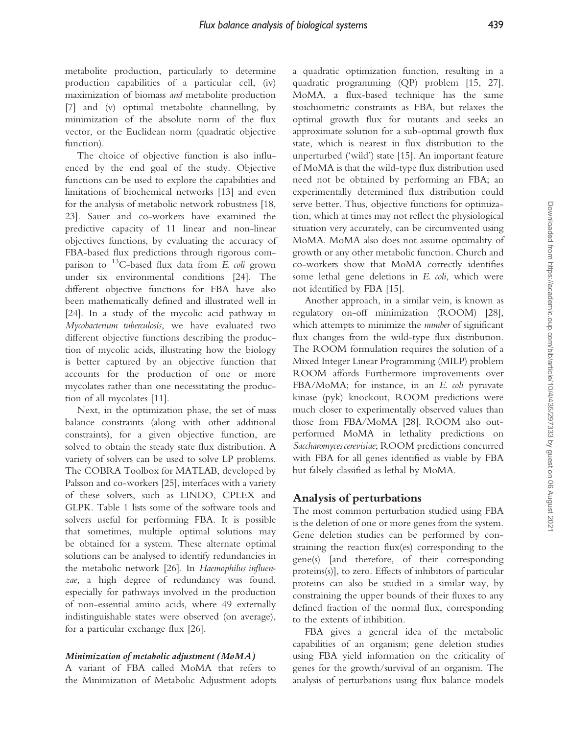metabolite production, particularly to determine production capabilities of a particular cell, (iv) maximization of biomass *and* metabolite production [7] and (v) optimal metabolite channelling, by minimization of the absolute norm of the flux vector, or the Euclidean norm (quadratic objective function).

The choice of objective function is also influenced by the end goal of the study. Objective functions can be used to explore the capabilities and limitations of biochemical networks [13] and even for the analysis of metabolic network robustness [18, 23]. Sauer and co-workers have examined the predictive capacity of 11 linear and non-linear objectives functions, by evaluating the accuracy of FBA-based flux predictions through rigorous comparison to $^{13}C$-based flux data from *E. coli* grown under six environmental conditions [24]. The different objective functions for FBA have also been mathematically defined and illustrated well in [24]. In a study of the mycolic acid pathway in *Mycobacterium tuberculosis*, we have evaluated two different objective functions describing the production of mycolic acids, illustrating how the biology is better captured by an objective function that accounts for the production of one or more mycolates rather than one necessitating the production of all mycolates [11].

Next, in the optimization phase, the set of mass balance constraints (along with other additional constraints), for a given objective function, are solved to obtain the steady state flux distribution. A variety of solvers can be used to solve LP problems. The COBRA Toolbox for MATLAB, developed by Palsson and co-workers [25], interfaces with a variety of these solvers, such as LINDO, CPLEX and GLPK. Table 1 lists some of the software tools and solvers useful for performing FBA. It is possible that sometimes, multiple optimal solutions may be obtained for a system. These alternate optimal solutions can be analysed to identify redundancies in the metabolic network [26]. In *Haemophilus influenzae*, a high degree of redundancy was found, especially for pathways involved in the production of non-essential amino acids, where 49 externally indistinguishable states were observed (on average), for a particular exchange flux [26].

### *Minimization of metabolic adjustment (MoMA)*

A variant of FBA called MoMA that refers to the Minimization of Metabolic Adjustment adopts a quadratic optimization function, resulting in a quadratic programming (QP) problem [15, 27]. MoMA, a flux-based technique has the same stoichiometric constraints as FBA, but relaxes the optimal growth flux for mutants and seeks an approximate solution for a sub-optimal growth flux state, which is nearest in flux distribution to the unperturbed ('wild') state [15]. An important feature of MoMA is that the wild-type flux distribution used need not be obtained by performing an FBA; an experimentally determined flux distribution could serve better. Thus, objective functions for optimization, which at times may not reflect the physiological situation very accurately, can be circumvented using MoMA. MoMA also does not assume optimality of growth or any other metabolic function. Church and co-workers show that MoMA correctly identifies some lethal gene deletions in *E. coli*, which were not identified by FBA [15].

Another approach, in a similar vein, is known as regulatory on-off minimization (ROOM) [28], which attempts to minimize the *number* of significant flux changes from the wild-type flux distribution. The ROOM formulation requires the solution of a Mixed Integer Linear Programming (MILP) problem ROOM affords Furthermore improvements over FBA/MoMA; for instance, in an *E. coli* pyruvate kinase (pyk) knockout, ROOM predictions were much closer to experimentally observed values than those from FBA/MoMA [28]. ROOM also outperformed MoMA in lethality predictions on *Saccharomyces cerevisiae*; ROOM predictions concurred with FBA for all genes identified as viable by FBA but falsely classified as lethal by MoMA.

## Analysis of perturbations

The most common perturbation studied using FBA is the deletion of one or more genes from the system. Gene deletion studies can be performed by constraining the reaction flux(es) corresponding to the gene(s) [and therefore, of their corresponding proteins(s)], to zero. Effects of inhibitors of particular proteins can also be studied in a similar way, by constraining the upper bounds of their fluxes to any defined fraction of the normal flux, corresponding to the extents of inhibition.

FBA gives a general idea of the metabolic capabilities of an organism; gene deletion studies using FBA yield information on the criticality of genes for the growth/survival of an organism. The analysis of perturbations using flux balance models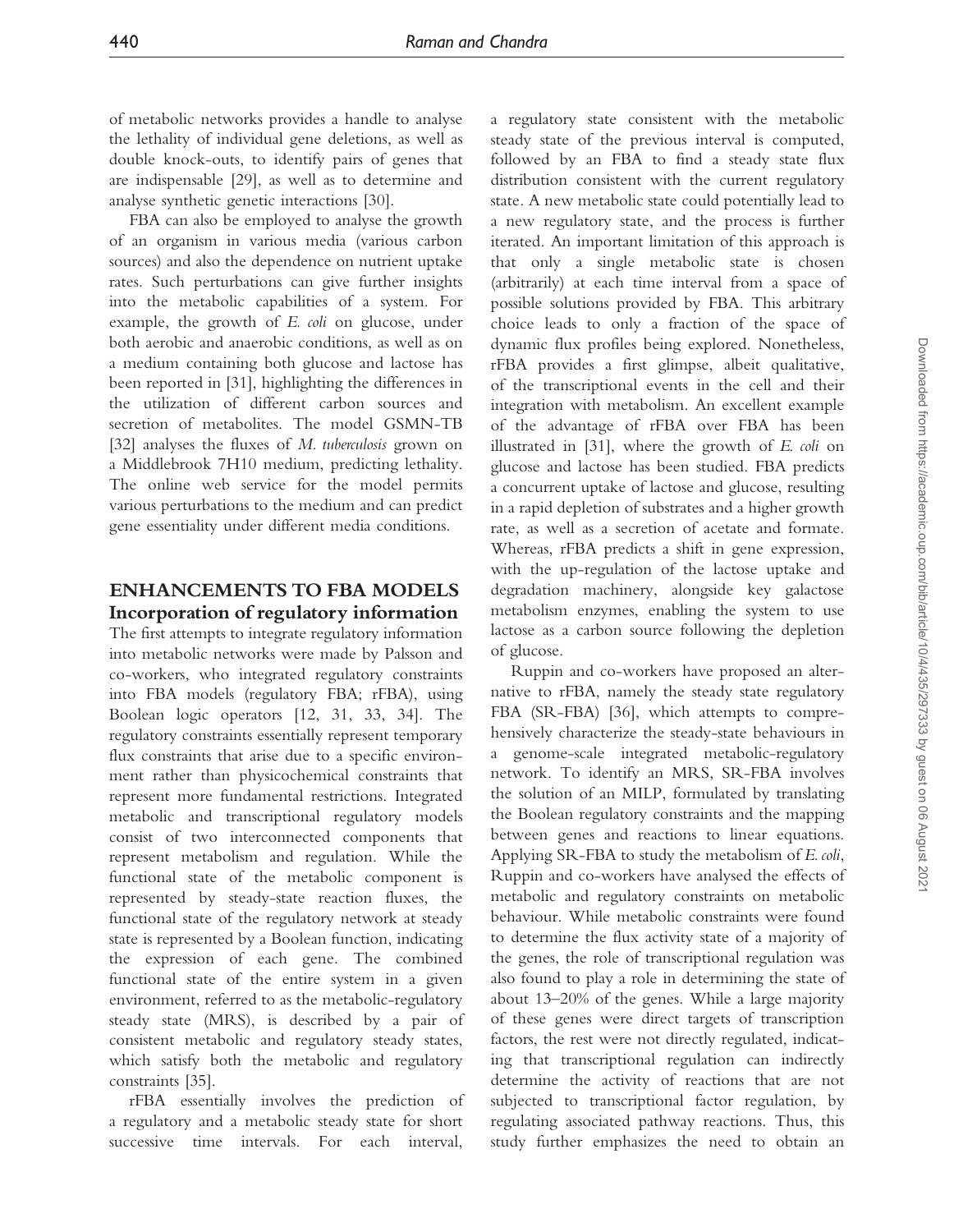of metabolic networks provides a handle to analyse the lethality of individual gene deletions, as well as double knock-outs, to identify pairs of genes that are indispensable [29], as well as to determine and analyse synthetic genetic interactions [30].

FBA can also be employed to analyse the growth of an organism in various media (various carbon sources) and also the dependence on nutrient uptake rates. Such perturbations can give further insights into the metabolic capabilities of a system. For example, the growth of *E. coli* on glucose, under both aerobic and anaerobic conditions, as well as on a medium containing both glucose and lactose has been reported in [31], highlighting the differences in the utilization of different carbon sources and secretion of metabolites. The model GSMN-TB [32] analyses the fluxes of *M. tuberculosis* grown on a Middlebrook 7H10 medium, predicting lethality. The online web service for the model permits various perturbations to the medium and can predict gene essentiality under different media conditions.

## ENHANCEMENTS TO FBA MODELS

### Incorporation of regulatory information

The first attempts to integrate regulatory information into metabolic networks were made by Palsson and co-workers, who integrated regulatory constraints into FBA models (regulatory FBA; rFBA), using Boolean logic operators [12, 31, 33, 34]. The regulatory constraints essentially represent temporary flux constraints that arise due to a specific environment rather than physicochemical constraints that represent more fundamental restrictions. Integrated metabolic and transcriptional regulatory models consist of two interconnected components that represent metabolism and regulation. While the functional state of the metabolic component is represented by steady-state reaction fluxes, the functional state of the regulatory network at steady state is represented by a Boolean function, indicating the expression of each gene. The combined functional state of the entire system in a given environment, referred to as the metabolic-regulatory steady state (MRS), is described by a pair of consistent metabolic and regulatory steady states, which satisfy both the metabolic and regulatory constraints [35].

rFBA essentially involves the prediction of a regulatory and a metabolic steady state for short successive time intervals. For each interval, a regulatory state consistent with the metabolic steady state of the previous interval is computed, followed by an FBA to find a steady state flux distribution consistent with the current regulatory state. A new metabolic state could potentially lead to a new regulatory state, and the process is further iterated. An important limitation of this approach is that only a single metabolic state is chosen (arbitrarily) at each time interval from a space of possible solutions provided by FBA. This arbitrary choice leads to only a fraction of the space of dynamic flux profiles being explored. Nonetheless, rFBA provides a first glimpse, albeit qualitative, of the transcriptional events in the cell and their integration with metabolism. An excellent example of the advantage of rFBA over FBA has been illustrated in [31], where the growth of *E. coli* on glucose and lactose has been studied. FBA predicts a concurrent uptake of lactose and glucose, resulting in a rapid depletion of substrates and a higher growth rate, as well as a secretion of acetate and formate. Whereas, rFBA predicts a shift in gene expression, with the up-regulation of the lactose uptake and degradation machinery, alongside key galactose metabolism enzymes, enabling the system to use lactose as a carbon source following the depletion of glucose.

Ruppin and co-workers have proposed an alternative to rFBA, namely the steady state regulatory FBA (SR-FBA) [36], which attempts to comprehensively characterize the steady-state behaviours in a genome-scale integrated metabolic-regulatory network. To identify an MRS, SR-FBA involves the solution of an MILP, formulated by translating the Boolean regulatory constraints and the mapping between genes and reactions to linear equations. Applying SR-FBA to study the metabolism of *E. coli*, Ruppin and co-workers have analysed the effects of metabolic and regulatory constraints on metabolic behaviour. While metabolic constraints were found to determine the flux activity state of a majority of the genes, the role of transcriptional regulation was also found to play a role in determining the state of about 13–20% of the genes. While a large majority of these genes were direct targets of transcription factors, the rest were not directly regulated, indicating that transcriptional regulation can indirectly determine the activity of reactions that are not subjected to transcriptional factor regulation, by regulating associated pathway reactions. Thus, this study further emphasizes the need to obtain an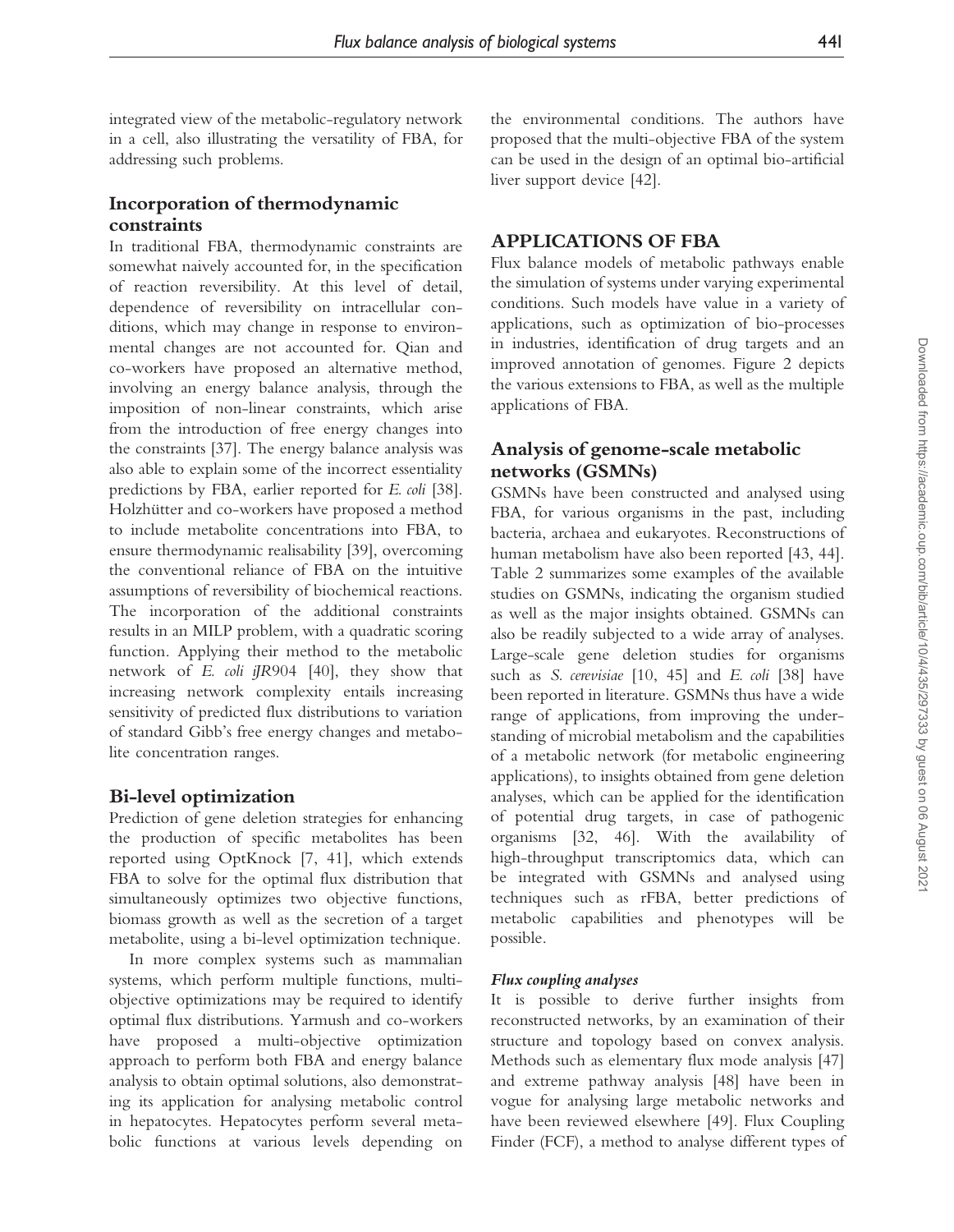integrated view of the metabolic-regulatory network in a cell, also illustrating the versatility of FBA, for addressing such problems.

## Incorporation of thermodynamic constraints

In traditional FBA, thermodynamic constraints are somewhat naively accounted for, in the specification of reaction reversibility. At this level of detail, dependence of reversibility on intracellular conditions, which may change in response to environmental changes are not accounted for. Qian and co-workers have proposed an alternative method, involving an energy balance analysis, through the imposition of non-linear constraints, which arise from the introduction of free energy changes into the constraints [37]. The energy balance analysis was also able to explain some of the incorrect essentiality predictions by FBA, earlier reported for *E. coli* [38]. Holzhütter and co-workers have proposed a method to include metabolite concentrations into FBA, to ensure thermodynamic realisability [39], overcoming the conventional reliance of FBA on the intuitive assumptions of reversibility of biochemical reactions. The incorporation of the additional constraints results in an MILP problem, with a quadratic scoring function. Applying their method to the metabolic network of *E. coli iJR904* [40], they show that increasing network complexity entails increasing sensitivity of predicted flux distributions to variation of standard Gibb's free energy changes and metabolite concentration ranges.

## Bi-level optimization

Prediction of gene deletion strategies for enhancing the production of specific metabolites has been reported using OptKnock [7, 41], which extends FBA to solve for the optimal flux distribution that simultaneously optimizes two objective functions, biomass growth as well as the secretion of a target metabolite, using a bi-level optimization technique.

In more complex systems such as mammalian systems, which perform multiple functions, multi-objective optimizations may be required to identify optimal flux distributions. Yarmush and co-workers have proposed a multi-objective optimization approach to perform both FBA and energy balance analysis to obtain optimal solutions, also demonstrating its application for analysing metabolic control in hepatocytes. Hepatocytes perform several metabolic functions at various levels depending on the environmental conditions. The authors have proposed that the multi-objective FBA of the system can be used in the design of an optimal bio-artificial liver support device [42].

# APPLICATIONS OF FBA

Flux balance models of metabolic pathways enable the simulation of systems under varying experimental conditions. Such models have value in a variety of applications, such as optimization of bio-processes in industries, identification of drug targets and an improved annotation of genomes. Figure 2 depicts the various extensions to FBA, as well as the multiple applications of FBA.

## Analysis of genome-scale metabolic networks (GSMNs)

GSMNs have been constructed and analysed using FBA, for various organisms in the past, including bacteria, archaea and eukaryotes. Reconstructions of human metabolism have also been reported [43, 44]. Table 2 summarizes some examples of the available studies on GSMNs, indicating the organism studied as well as the major insights obtained. GSMNs can also be readily subjected to a wide array of analyses. Large-scale gene deletion studies for organisms such as *S. cerevisiae* [10, 45] and *E. coli* [38] have been reported in literature. GSMNs thus have a wide range of applications, from improving the understanding of microbial metabolism and the capabilities of a metabolic network (for metabolic engineering applications), to insights obtained from gene deletion analyses, which can be applied for the identification of potential drug targets, in case of pathogenic organisms [32, 46]. With the availability of high-throughput transcriptomics data, which can be integrated with GSMNs and analysed using techniques such as rFBA, better predictions of metabolic capabilities and phenotypes will be possible.

### *Flux coupling analyses*

It is possible to derive further insights from reconstructed networks, by an examination of their structure and topology based on convex analysis. Methods such as elementary flux mode analysis [47] and extreme pathway analysis [48] have been in vogue for analysing large metabolic networks and have been reviewed elsewhere [49]. Flux Coupling Finder (FCF), a method to analyse different types of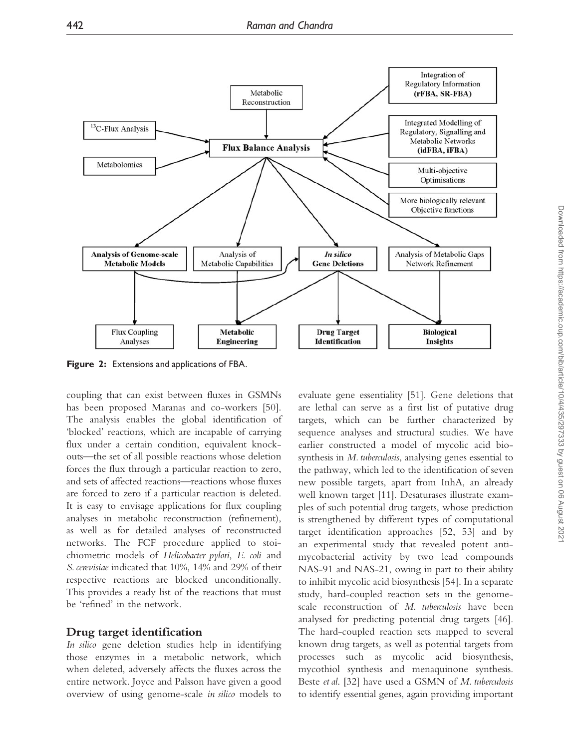Figure 2: Extensions and applications of FBA.

coupling that can exist between fluxes in GSMNs has been proposed Maranas and co-workers [50]. The analysis enables the global identification of 'blocked' reactions, which are incapable of carrying flux under a certain condition, equivalent knockouts—the set of all possible reactions whose deletion forces the flux through a particular reaction to zero, and sets of affected reactions—reactions whose fluxes are forced to zero if a particular reaction is deleted. It is easy to envisage applications for flux coupling analyses in metabolic reconstruction (refinement), as well as for detailed analyses of reconstructed networks. The FCF procedure applied to stoichiometric models of *Helicobacter pylori*, *E. coli* and *S. cerevisiae* indicated that 10%, 14% and 29% of their respective reactions are blocked unconditionally. This provides a ready list of the reactions that must be 'refined' in the network.

## Drug target identification

*In silico* gene deletion studies help in identifying those enzymes in a metabolic network, which when deleted, adversely affects the fluxes across the entire network. Joyce and Palsson have given a good overview of using genome-scale *in silico* models to evaluate gene essentiality [51]. Gene deletions that are lethal can serve as a first list of putative drug targets, which can be further characterized by sequence analyses and structural studies. We have earlier constructed a model of mycolic acid biosynthesis in *M. tuberculosis*, analysing genes essential to the pathway, which led to the identification of seven new possible targets, apart from InhA, an already well known target [11]. Desaturases illustrate examples of such potential drug targets, whose prediction is strengthened by different types of computational target identification approaches [52, 53] and by an experimental study that revealed potent antimycobacterial activity by two lead compounds NAS-91 and NAS-21, owing in part to their ability to inhibit mycolic acid biosynthesis [54]. In a separate study, hard-coupled reaction sets in the genome-scale reconstruction of *M. tuberculosis* have been analysed for predicting potential drug targets [46]. The hard-coupled reaction sets mapped to several known drug targets, as well as potential targets from processes such as mycolic acid biosynthesis, mycothiol synthesis and menaquinone synthesis. Beste *et al.* [32] have used a GSMN of *M. tuberculosis* to identify essential genes, again providing important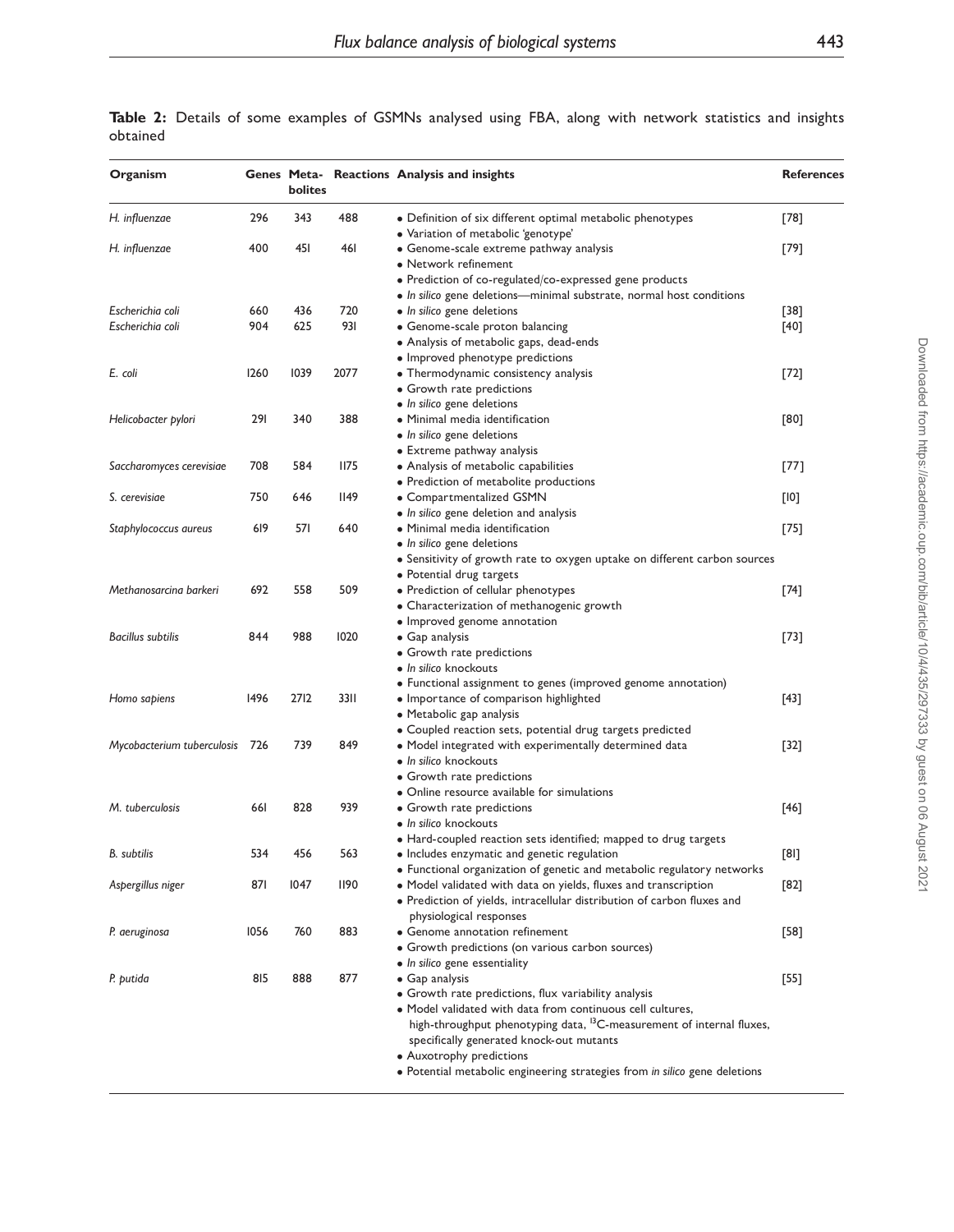**Table 2:** Details of some examples of GSMNs analysed using FBA, along with network statistics and insights obtained

| Organism | Genes | Metabolites | Reactions | Analysis and insights | References |
|---|---|---|---|---|---|
| *H. influenzae* | 296 | 343 | 488 | • Definition of six different optimal metabolic phenotypes<br>• Variation of metabolic 'genotype' | [78] |
| *H. influenzae* | 400 | 451 | 461 | • Genome-scale extreme pathway analysis<br>• Network refinement<br>• Prediction of co-regulated/co-expressed gene products<br>• *In silico* gene deletions—minimal substrate, normal host conditions | [79] |
| *Escherichia coli* | 660 | 436 | 720 | • *In silico* gene deletions | [38] |
| *Escherichia coli* | 904 | 625 | 931 | • Genome-scale proton balancing<br>• Analysis of metabolic gaps, dead-ends<br>• Improved phenotype predictions | [40] |
| *E. coli* | 1260 | 1039 | 2077 | • Thermodynamic consistency analysis<br>• Growth rate predictions<br>• *In silico* gene deletions | [72] |
| *Helicobacter pylori* | 291 | 340 | 388 | • Minimal media identification<br>• *In silico* gene deletions<br>• Extreme pathway analysis | [80] |
| *Saccharomyces cerevisiae* | 708 | 584 | 1175 | • Analysis of metabolic capabilities<br>• Prediction of metabolite productions | [77] |
| *S. cerevisiae* | 750 | 646 | 1149 | • Compartmentalized GSMN<br>• *In silico* gene deletion and analysis | [10] |
| *Staphylococcus aureus* | 619 | 571 | 640 | • Minimal media identification<br>• *In silico* gene deletions<br>• Sensitivity of growth rate to oxygen uptake on different carbon sources<br>• Potential drug targets | [75] |
| *Methanosarcina barkeri* | 692 | 558 | 509 | • Prediction of cellular phenotypes<br>• Characterization of methanogenic growth<br>• Improved genome annotation | [74] |
| *Bacillus subtilis* | 844 | 988 | 1020 | • Gap analysis<br>• Growth rate predictions<br>• *In silico* knockouts<br>• Functional assignment to genes (improved genome annotation) | [73] |
| *Homo sapiens* | 1496 | 2712 | 3311 | • Importance of comparison highlighted<br>• Metabolic gap analysis<br>• Coupled reaction sets, potential drug targets predicted | [43] |
| *Mycobacterium tuberculosis* | 726 | 739 | 849 | • Model integrated with experimentally determined data<br>• *In silico* knockouts<br>• Growth rate predictions<br>• Online resource available for simulations | [32] |
| *M. tuberculosis* | 661 | 828 | 939 | • Growth rate predictions<br>• *In silico* knockouts<br>• Hard-coupled reaction sets identified; mapped to drug targets | [46] |
| *B. subtilis* | 534 | 456 | 563 | • Includes enzymatic and genetic regulation<br>• Functional organization of genetic and metabolic regulatory networks | [81] |
| *Aspergillus niger* | 871 | 1047 | 1190 | • Model validated with data on yields, fluxes and transcription<br>• Prediction of yields, intracellular distribution of carbon fluxes and physiological responses | [82] |
| *P. aeruginosa* | 1056 | 760 | 883 | • Genome annotation refinement<br>• Growth predictions (on various carbon sources)<br>• *In silico* gene essentiality | [58] |
| *P. putida* | 815 | 888 | 877 | • Gap analysis<br>• Growth rate predictions, flux variability analysis<br>• Model validated with data from continuous cell cultures, high-throughput phenotyping data, $^{13}$C-measurement of internal fluxes, specifically generated knock-out mutants<br>• Auxotrophy predictions<br>• Potential metabolic engineering strategies from *in silico* gene deletions | [55] |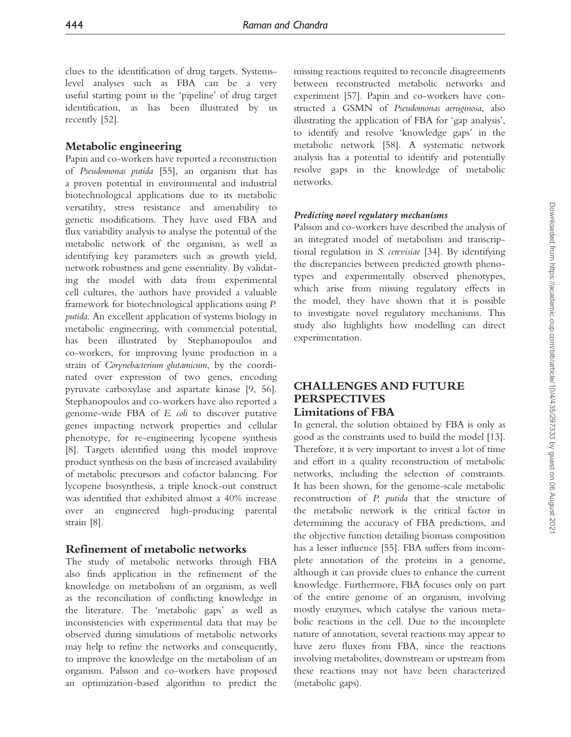clues to the identification of drug targets. Systems-level analyses such as FBA can be a very useful starting point in the 'pipeline' of drug target identification, as has been illustrated by us recently [52].

### Metabolic engineering

Papin and co-workers have reported a reconstruction of *Pseudomonas putida* [55], an organism that has a proven potential in environmental and industrial biotechnological applications due to its metabolic versatility, stress resistance and amenability to genetic modifications. They have used FBA and flux variability analysis to analyse the potential of the metabolic network of the organism, as well as identifying key parameters such as growth yield, network robustness and gene essentiality. By validating the model with data from experimental cell cultures, the authors have provided a valuable framework for biotechnological applications using *P. putida*. An excellent application of systems biology in metabolic engineering, with commercial potential, has been illustrated by Stephanopoulos and co-workers, for improving lysine production in a strain of *Corynebacterium glutamicum*, by the coordinated over expression of two genes, encoding pyruvate carboxylase and aspartate kinase [9, 56]. Stephanopoulos and co-workers have also reported a genome-wide FBA of *E. coli* to discover putative genes impacting network properties and cellular phenotype, for re-engineering lycopene synthesis [8]. Targets identified using this model improve product synthesis on the basis of increased availability of metabolic precursors and cofactor balancing. For lycopene biosynthesis, a triple knock-out construct was identified that exhibited almost a 40% increase over an engineered high-producing parental strain [8].

### Refinement of metabolic networks

The study of metabolic networks through FBA also finds application in the refinement of the knowledge on metabolism of an organism, as well as the reconciliation of conflicting knowledge in the literature. The 'metabolic gaps' as well as inconsistencies with experimental data that may be observed during simulations of metabolic networks may help to refine the networks and consequently, to improve the knowledge on the metabolism of an organism. Palsson and co-workers have proposed an optimization-based algorithm to predict the missing reactions required to reconcile disagreements between reconstructed metabolic networks and experiment [57]. Papin and co-workers have constructed a GSMN of *Pseudomonas aeruginosa*, also illustrating the application of FBA for 'gap analysis', to identify and resolve 'knowledge gaps' in the metabolic network [58]. A systematic network analysis has a potential to identify and potentially resolve gaps in the knowledge of metabolic networks.

#### *Predicting novel regulatory mechanisms*

Palsson and co-workers have described the analysis of an integrated model of metabolism and transcriptional regulation in *S. cerevisiae* [34]. By identifying the discrepancies between predicted growth phenotypes and experimentally observed phenotypes, which arise from missing regulatory effects in the model, they have shown that it is possible to investigate novel regulatory mechanisms. This study also highlights how modelling can direct experimentation.

## CHALLENGES AND FUTURE PERSPECTIVES

### Limitations of FBA

In general, the solution obtained by FBA is only as good as the constraints used to build the model [13]. Therefore, it is very important to invest a lot of time and effort in a quality reconstruction of metabolic networks, including the selection of constraints. It has been shown, for the genome-scale metabolic reconstruction of *P. putida* that the structure of the metabolic network is the critical factor in determining the accuracy of FBA predictions, and the objective function detailing biomass composition has a lesser influence [55]. FBA suffers from incomplete annotation of the proteins in a genome, although it can provide clues to enhance the current knowledge. Furthermore, FBA focuses only on part of the entire genome of an organism, involving mostly enzymes, which catalyse the various metabolic reactions in the cell. Due to the incomplete nature of annotation, several reactions may appear to have zero fluxes from FBA, since the reactions involving metabolites, downstream or upstream from these reactions may not have been characterized (metabolic gaps).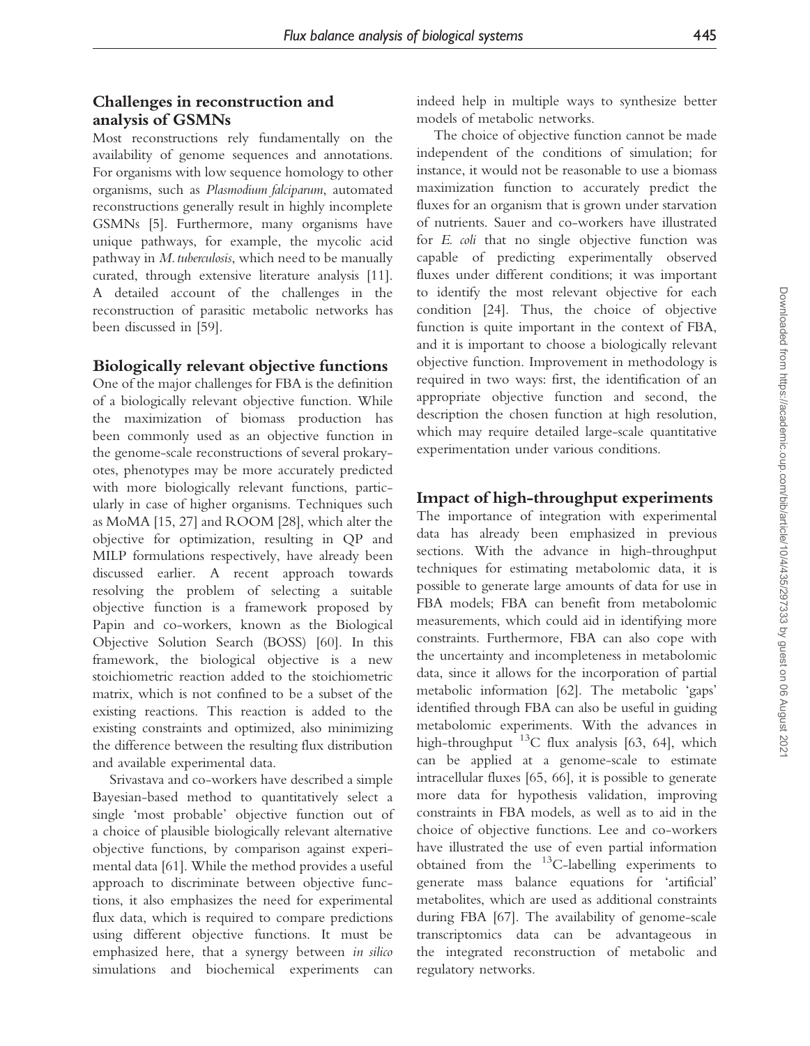## Challenges in reconstruction and analysis of GSMNs

Most reconstructions rely fundamentally on the availability of genome sequences and annotations. For organisms with low sequence homology to other organisms, such as *Plasmodium falciparum*, automated reconstructions generally result in highly incomplete GSMNs [5]. Furthermore, many organisms have unique pathways, for example, the mycolic acid pathway in *M. tuberculosis*, which need to be manually curated, through extensive literature analysis [11]. A detailed account of the challenges in the reconstruction of parasitic metabolic networks has been discussed in [59].

## Biologically relevant objective functions

One of the major challenges for FBA is the definition of a biologically relevant objective function. While the maximization of biomass production has been commonly used as an objective function in the genome-scale reconstructions of several prokaryotes, phenotypes may be more accurately predicted with more biologically relevant functions, particularly in case of higher organisms. Techniques such as MoMA [15, 27] and ROOM [28], which alter the objective for optimization, resulting in QP and MILP formulations respectively, have already been discussed earlier. A recent approach towards resolving the problem of selecting a suitable objective function is a framework proposed by Papin and co-workers, known as the Biological Objective Solution Search (BOSS) [60]. In this framework, the biological objective is a new stoichiometric reaction added to the stoichiometric matrix, which is not confined to be a subset of the existing reactions. This reaction is added to the existing constraints and optimized, also minimizing the difference between the resulting flux distribution and available experimental data.

Srivastava and co-workers have described a simple Bayesian-based method to quantitatively select a single 'most probable' objective function out of a choice of plausible biologically relevant alternative objective functions, by comparison against experimental data [61]. While the method provides a useful approach to discriminate between objective functions, it also emphasizes the need for experimental flux data, which is required to compare predictions using different objective functions. It must be emphasized here, that a synergy between *in silico* simulations and biochemical experiments can indeed help in multiple ways to synthesize better models of metabolic networks.

The choice of objective function cannot be made independent of the conditions of simulation; for instance, it would not be reasonable to use a biomass maximization function to accurately predict the fluxes for an organism that is grown under starvation of nutrients. Sauer and co-workers have illustrated for *E. coli* that no single objective function was capable of predicting experimentally observed fluxes under different conditions; it was important to identify the most relevant objective for each condition [24]. Thus, the choice of objective function is quite important in the context of FBA, and it is important to choose a biologically relevant objective function. Improvement in methodology is required in two ways: first, the identification of an appropriate objective function and second, the description the chosen function at high resolution, which may require detailed large-scale quantitative experimentation under various conditions.

## Impact of high-throughput experiments

The importance of integration with experimental data has already been emphasized in previous sections. With the advance in high-throughput techniques for estimating metabolomic data, it is possible to generate large amounts of data for use in FBA models; FBA can benefit from metabolomic measurements, which could aid in identifying more constraints. Furthermore, FBA can also cope with the uncertainty and incompleteness in metabolomic data, since it allows for the incorporation of partial metabolic information [62]. The metabolic 'gaps' identified through FBA can also be useful in guiding metabolomic experiments. With the advances in high-throughput $^{13}$C flux analysis [63, 64], which can be applied at a genome-scale to estimate intracellular fluxes [65, 66], it is possible to generate more data for hypothesis validation, improving constraints in FBA models, as well as to aid in the choice of objective functions. Lee and co-workers have illustrated the use of even partial information obtained from the $^{13}$C-labelling experiments to generate mass balance equations for 'artificial' metabolites, which are used as additional constraints during FBA [67]. The availability of genome-scale transcriptomics data can be advantageous in the integrated reconstruction of metabolic and regulatory networks.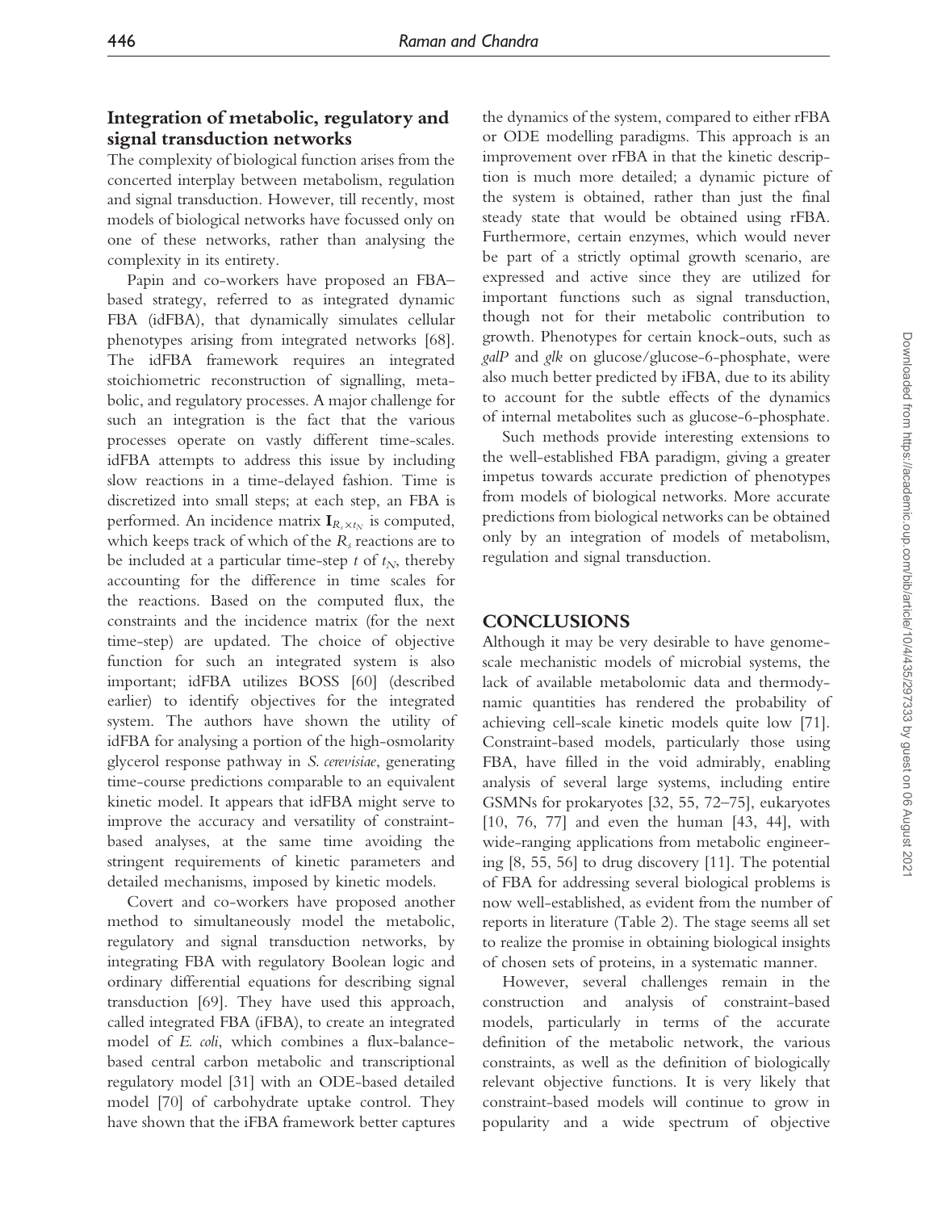## Integration of metabolic, regulatory and signal transduction networks

The complexity of biological function arises from the concerted interplay between metabolism, regulation and signal transduction. However, till recently, most models of biological networks have focussed only on one of these networks, rather than analysing the complexity in its entirety.

Papin and co-workers have proposed an FBA–based strategy, referred to as integrated dynamic FBA (idFBA), that dynamically simulates cellular phenotypes arising from integrated networks [68]. The idFBA framework requires an integrated stoichiometric reconstruction of signalling, metabolic, and regulatory processes. A major challenge for such an integration is the fact that the various processes operate on vastly different time-scales. idFBA attempts to address this issue by including slow reactions in a time-delayed fashion. Time is discretized into small steps; at each step, an FBA is performed. An incidence matrix $\mathbf{I}_{R_s \times t_N}$ is computed, which keeps track of which of the $R_s$ reactions are to be included at a particular time-step $t$ of $t_N$, thereby accounting for the difference in time scales for the reactions. Based on the computed flux, the constraints and the incidence matrix (for the next time-step) are updated. The choice of objective function for such an integrated system is also important; idFBA utilizes BOSS [60] (described earlier) to identify objectives for the integrated system. The authors have shown the utility of idFBA for analysing a portion of the high-osmolarity glycerol response pathway in *S. cerevisiae*, generating time-course predictions comparable to an equivalent kinetic model. It appears that idFBA might serve to improve the accuracy and versatility of constraint-based analyses, at the same time avoiding the stringent requirements of kinetic parameters and detailed mechanisms, imposed by kinetic models.

Covert and co-workers have proposed another method to simultaneously model the metabolic, regulatory and signal transduction networks, by integrating FBA with regulatory Boolean logic and ordinary differential equations for describing signal transduction [69]. They have used this approach, called integrated FBA (iFBA), to create an integrated model of *E. coli*, which combines a flux-balance-based central carbon metabolic and transcriptional regulatory model [31] with an ODE-based detailed model [70] of carbohydrate uptake control. They have shown that the iFBA framework better captures the dynamics of the system, compared to either rFBA or ODE modelling paradigms. This approach is an improvement over rFBA in that the kinetic description is much more detailed; a dynamic picture of the system is obtained, rather than just the final steady state that would be obtained using rFBA. Furthermore, certain enzymes, which would never be part of a strictly optimal growth scenario, are expressed and active since they are utilized for important functions such as signal transduction, though not for their metabolic contribution to growth. Phenotypes for certain knock-outs, such as *galP* and *glk* on glucose/glucose-6-phosphate, were also much better predicted by iFBA, due to its ability to account for the subtle effects of the dynamics of internal metabolites such as glucose-6-phosphate.

Such methods provide interesting extensions to the well-established FBA paradigm, giving a greater impetus towards accurate prediction of phenotypes from models of biological networks. More accurate predictions from biological networks can be obtained only by an integration of models of metabolism, regulation and signal transduction.

# CONCLUSIONS

Although it may be very desirable to have genome-scale mechanistic models of microbial systems, the lack of available metabolomic data and thermodynamic quantities has rendered the probability of achieving cell-scale kinetic models quite low [71]. Constraint-based models, particularly those using FBA, have filled in the void admirably, enabling analysis of several large systems, including entire GSMNs for prokaryotes [32, 55, 72–75], eukaryotes [10, 76, 77] and even the human [43, 44], with wide-ranging applications from metabolic engineering [8, 55, 56] to drug discovery [11]. The potential of FBA for addressing several biological problems is now well-established, as evident from the number of reports in literature (Table 2). The stage seems all set to realize the promise in obtaining biological insights of chosen sets of proteins, in a systematic manner.

However, several challenges remain in the construction and analysis of constraint-based models, particularly in terms of the accurate definition of the metabolic network, the various constraints, as well as the definition of biologically relevant objective functions. It is very likely that constraint-based models will continue to grow in popularity and a wide spectrum of objective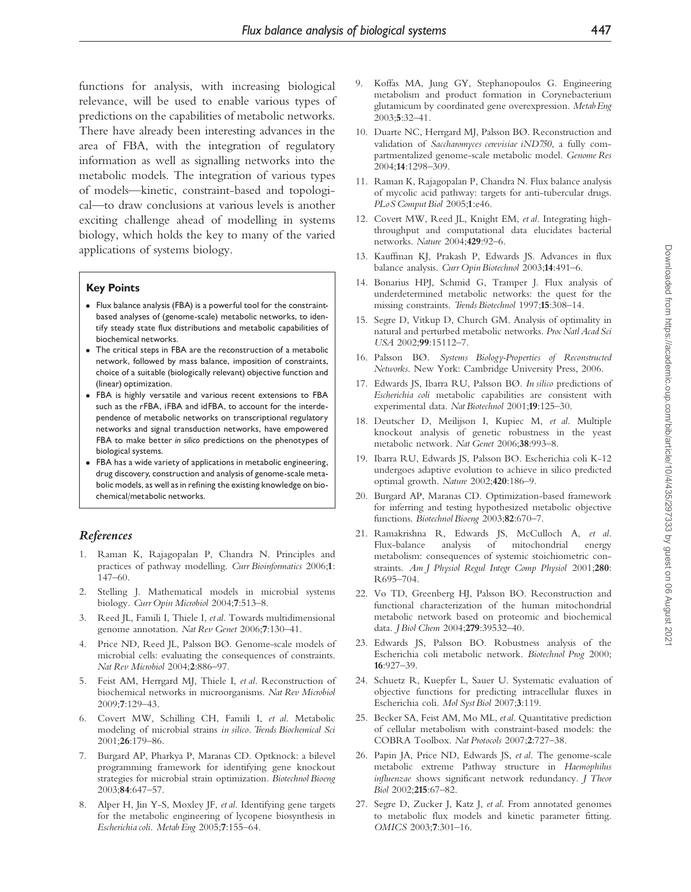functions for analysis, with increasing biological relevance, will be used to enable various types of predictions on the capabilities of metabolic networks. There have already been interesting advances in the area of FBA, with the integration of regulatory information as well as signalling networks into the metabolic models. The integration of various types of models—kinetic, constraint-based and topological—to draw conclusions at various levels is another exciting challenge ahead of modelling in systems biology, which holds the key to many of the varied applications of systems biology.

**Key Points**

- Flux balance analysis (FBA) is a powerful tool for the constraint-based analyses of (genome-scale) metabolic networks, to identify steady state flux distributions and metabolic capabilities of biochemical networks.
- The critical steps in FBA are the reconstruction of a metabolic network, followed by mass balance, imposition of constraints, choice of a suitable (biologically relevant) objective function and (linear) optimization.
- FBA is highly versatile and various recent extensions to FBA such as the rFBA, iFBA and idFBA, to account for the interdependence of metabolic networks on transcriptional regulatory networks and signal transduction networks, have empowered FBA to make better *in silico* predictions on the phenotypes of biological systems.
- FBA has a wide variety of applications in metabolic engineering, drug discovery, construction and analysis of genome-scale metabolic models, as well as in refining the existing knowledge on biochemical/metabolic networks.

## References

1. Raman K, Rajagopalan P, Chandra N. Principles and practices of pathway modelling. *Curr Bioinformatics* 2006;**1**: 147–60.
2. Stelling J. Mathematical models in microbial systems biology. *Curr Opin Microbiol* 2004;**7**:513–8.
3. Reed JL, Famili I, Thiele I, *et al*. Towards multidimensional genome annotation. *Nat Rev Genet* 2006;**7**:130–41.
4. Price ND, Reed JL, Palsson BØ. Genome-scale models of microbial cells: evaluating the consequences of constraints. *Nat Rev Microbiol* 2004;**2**:886–97.
5. Feist AM, Herrgard MJ, Thiele I, *et al*. Reconstruction of biochemical networks in microorganisms. *Nat Rev Microbiol* 2009;**7**:129–43.
6. Covert MW, Schilling CH, Famili I, *et al*. Metabolic modeling of microbial strains *in silico*. *Trends Biochemical Sci* 2001;**26**:179–86.
7. Burgard AP, Pharkya P, Maranas CD. Optknock: a bilevel programming framework for identifying gene knockout strategies for microbial strain optimization. *Biotechnol Bioeng* 2003;**84**:647–57.
8. Alper H, Jin Y-S, Moxley JF, *et al*. Identifying gene targets for the metabolic engineering of lycopene biosynthesis in *Escherichia coli*. *Metab Eng* 2005;**7**:155–64.
9. Koffas MA, Jung GY, Stephanopoulos G. Engineering metabolism and product formation in Corynebacterium glutamicum by coordinated gene overexpression. *Metab Eng* 2003;**5**:32–41.
10. Duarte NC, Herrgard MJ, Palsson BØ. Reconstruction and validation of *Saccharomyces cerevisiae iND750*, a fully compartmentalized genome-scale metabolic model. *Genome Res* 2004;**14**:1298–309.
11. Raman K, Rajagopalan P, Chandra N. Flux balance analysis of mycolic acid pathway: targets for anti-tubercular drugs. *PLoS Comput Biol* 2005;**1**:e46.
12. Covert MW, Reed JL, Knight EM, *et al*. Integrating high-throughput and computational data elucidates bacterial networks. *Nature* 2004;**429**:92–6.
13. Kauffman KJ, Prakash P, Edwards JS. Advances in flux balance analysis. *Curr Opin Biotechnol* 2003;**14**:491–6.
14. Bonarius HPJ, Schmid G, Tramper J. Flux analysis of underdetermined metabolic networks: the quest for the missing constraints. *Trends Biotechnol* 1997;**15**:308–14.
15. Segre D, Vitkup D, Church GM. Analysis of optimality in natural and perturbed metabolic networks. *Proc Natl Acad Sci USA* 2002;**99**:15112–7.
16. Palsson BØ. *Systems Biology-Properties of Reconstructed Networks*. New York: Cambridge University Press, 2006.
17. Edwards JS, Ibarra RU, Palsson BØ. *In silico* predictions of *Escherichia coli* metabolic capabilities are consistent with experimental data. *Nat Biotechnol* 2001;**19**:125–30.
18. Deutscher D, Meilijson I, Kupiec M, *et al*. Multiple knockout analysis of genetic robustness in the yeast metabolic network. *Nat Genet* 2006;**38**:993–8.
19. Ibarra RU, Edwards JS, Palsson BO. Escherichia coli K-12 undergoes adaptive evolution to achieve in silico predicted optimal growth. *Nature* 2002;**420**:186–9.
20. Burgard AP, Maranas CD. Optimization-based framework for inferring and testing hypothesized metabolic objective functions. *Biotechnol Bioeng* 2003;**82**:670–7.
21. Ramakrishna R, Edwards JS, McCulloch A, *et al*. Flux-balance analysis of mitochondrial energy metabolism: consequences of systemic stoichiometric constraints. *Am J Physiol Regul Integr Comp Physiol* 2001;**280**: R695–704.
22. Vo TD, Greenberg HJ, Palsson BO. Reconstruction and functional characterization of the human mitochondrial metabolic network based on proteomic and biochemical data. *J Biol Chem* 2004;**279**:39532–40.
23. Edwards JS, Palsson BO. Robustness analysis of the Escherichia coli metabolic network. *Biotechnol Prog* 2000; **16**:927–39.
24. Schuetz R, Kuepfer L, Sauer U. Systematic evaluation of objective functions for predicting intracellular fluxes in Escherichia coli. *Mol Syst Biol* 2007;**3**:119.
25. Becker SA, Feist AM, Mo ML, *et al*. Quantitative prediction of cellular metabolism with constraint-based models: the COBRA Toolbox. *Nat Protocols* 2007;**2**:727–38.
26. Papin JA, Price ND, Edwards JS, *et al*. The genome-scale metabolic extreme Pathway structure in *Haemophilus influenzae* shows significant network redundancy. *J Theor Biol* 2002;**215**:67–82.
27. Segre D, Zucker J, Katz J, *et al*. From annotated genomes to metabolic flux models and kinetic parameter fitting. *OMICS* 2003;**7**:301–16.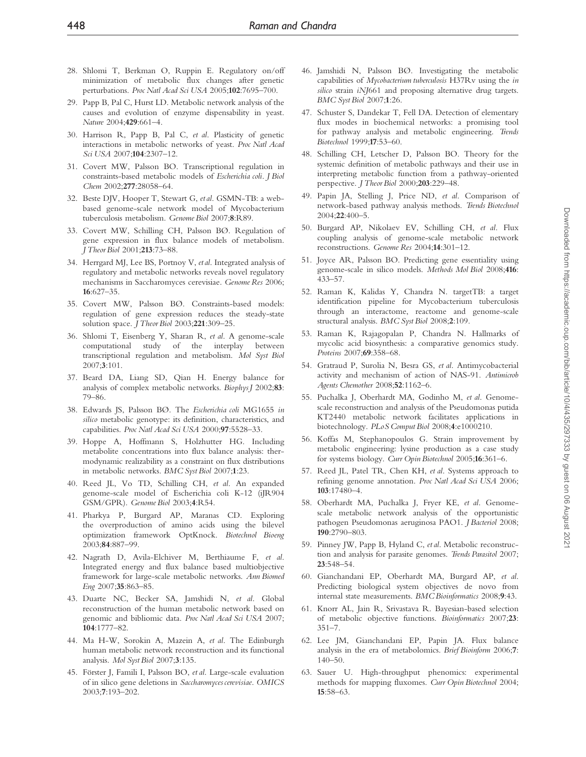28. Shlomi T, Berkman O, Ruppin E. Regulatory on/off minimization of metabolic flux changes after genetic perturbations. *Proc Natl Acad Sci USA* 2005;**102**:7695–700.
29. Papp B, Pal C, Hurst LD. Metabolic network analysis of the causes and evolution of enzyme dispensability in yeast. *Nature* 2004;**429**:661–4.
30. Harrison R, Papp B, Pal C, *et al.* Plasticity of genetic interactions in metabolic networks of yeast. *Proc Natl Acad Sci USA* 2007;**104**:2307–12.
31. Covert MW, Palsson BO. Transcriptional regulation in constraints-based metabolic models of *Escherichia coli*. *J Biol Chem* 2002;**277**:28058–64.
32. Beste DJV, Hooper T, Stewart G, *et al.* GSMN-TB: a web-based genome-scale network model of Mycobacterium tuberculosis metabolism. *Genome Biol* 2007;**8**:R89.
33. Covert MW, Schilling CH, Palsson BØ. Regulation of gene expression in flux balance models of metabolism. *J Theor Biol* 2001;**213**:73–88.
34. Herrgard MJ, Lee BS, Portnoy V, *et al.* Integrated analysis of regulatory and metabolic networks reveals novel regulatory mechanisms in Saccharomyces cerevisiae. *Genome Res* 2006; **16**:627–35.
35. Covert MW, Palsson BØ. Constraints-based models: regulation of gene expression reduces the steady-state solution space. *J Theor Biol* 2003;**221**:309–25.
36. Shlomi T, Eisenberg Y, Sharan R, *et al.* A genome-scale computational study of the interplay between transcriptional regulation and metabolism. *Mol Syst Biol* 2007;**3**:101.
37. Beard DA, Liang SD, Qian H. Energy balance for analysis of complex metabolic networks. *Biophys J* 2002;**83**: 79–86.
38. Edwards JS, Palsson BØ. The *Escherichia coli* MG1655 *in silico* metabolic genotype: its definition, characteristics, and capabilities. *Proc Natl Acad Sci USA* 2000;**97**:5528–33.
39. Hoppe A, Hoffmann S, Holzhutter HG. Including metabolite concentrations into flux balance analysis: thermodynamic realizability as a constraint on flux distributions in metabolic networks. *BMC Syst Biol* 2007;**1**:23.
40. Reed JL, Vo TD, Schilling CH, *et al.* An expanded genome-scale model of Escherichia coli K-12 (iJR904 GSM/GPR). *Genome Biol* 2003;**4**:R54.
41. Pharkya P, Burgard AP, Maranas CD. Exploring the overproduction of amino acids using the bilevel optimization framework OptKnock. *Biotechnol Bioeng* 2003;**84**:887–99.
42. Nagrath D, Avila-Elchiver M, Berthiaume F, *et al.* Integrated energy and flux balance based multiobjective framework for large-scale metabolic networks. *Ann Biomed Eng* 2007;**35**:863–85.
43. Duarte NC, Becker SA, Jamshidi N, *et al.* Global reconstruction of the human metabolic network based on genomic and bibliomic data. *Proc Natl Acad Sci USA* 2007; **104**:1777–82.
44. Ma H-W, Sorokin A, Mazein A, *et al.* The Edinburgh human metabolic network reconstruction and its functional analysis. *Mol Syst Biol* 2007;**3**:135.
45. Förster J, Famili I, Palsson BO, *et al.* Large-scale evaluation of in silico gene deletions in *Saccharomyces cerevisiae*. *OMICS* 2003;**7**:193–202.
46. Jamshidi N, Palsson BØ. Investigating the metabolic capabilities of *Mycobacterium tuberculosis* H37Rv using the *in silico* strain *iNJ*661 and proposing alternative drug targets. *BMC Syst Biol* 2007;**1**:26.
47. Schuster S, Dandekar T, Fell DA. Detection of elementary flux modes in biochemical networks: a promising tool for pathway analysis and metabolic engineering. *Trends Biotechnol* 1999;**17**:53–60.
48. Schilling CH, Letscher D, Palsson BO. Theory for the systemic definition of metabolic pathways and their use in interpreting metabolic function from a pathway-oriented perspective. *J Theor Biol* 2000;**203**:229–48.
49. Papin JA, Stelling J, Price ND, *et al.* Comparison of network-based pathway analysis methods. *Trends Biotechnol* 2004;**22**:400–5.
50. Burgard AP, Nikolaev EV, Schilling CH, *et al.* Flux coupling analysis of genome-scale metabolic network reconstructions. *Genome Res* 2004;**14**:301–12.
51. Joyce AR, Palsson BO. Predicting gene essentiality using genome-scale in silico models. *Methods Mol Biol* 2008;**416**: 433–57.
52. Raman K, Kalidas Y, Chandra N. targetTB: a target identification pipeline for Mycobacterium tuberculosis through an interactome, reactome and genome-scale structural analysis. *BMC Syst Biol* 2008;**2**:109.
53. Raman K, Rajagopalan P, Chandra N. Hallmarks of mycolic acid biosynthesis: a comparative genomics study. *Proteins* 2007;**69**:358–68.
54. Gratraud P, Surolia N, Besra GS, *et al.* Antimycobacterial activity and mechanism of action of NAS-91. *Antimicrob Agents Chemother* 2008;**52**:1162–6.
55. Puchalka J, Oberhardt MA, Godinho M, *et al.* Genome-scale reconstruction and analysis of the Pseudomonas putida KT2440 metabolic network facilitates applications in biotechnology. *PLoS Comput Biol* 2008;**4**:e1000210.
56. Koffas M, Stephanopoulos G. Strain improvement by metabolic engineering: lysine production as a case study for systems biology. *Curr Opin Biotechnol* 2005;**16**:361–6.
57. Reed JL, Patel TR, Chen KH, *et al.* Systems approach to refining genome annotation. *Proc Natl Acad Sci USA* 2006; **103**:17480–4.
58. Oberhardt MA, Puchalka J, Fryer KE, *et al.* Genome-scale metabolic network analysis of the opportunistic pathogen Pseudomonas aeruginosa PAO1. *J Bacteriol* 2008; **190**:2790–803.
59. Pinney JW, Papp B, Hyland C, *et al.* Metabolic reconstruction and analysis for parasite genomes. *Trends Parasitol* 2007; **23**:548–54.
60. Gianchandani EP, Oberhardt MA, Burgard AP, *et al.* Predicting biological system objectives de novo from internal state measurements. *BMC Bioinformatics* 2008;**9**:43.
61. Knorr AL, Jain R, Srivastava R. Bayesian-based selection of metabolic objective functions. *Bioinformatics* 2007;**23**: 351–7.
62. Lee JM, Gianchandani EP, Papin JA. Flux balance analysis in the era of metabolomics. *Brief Bioinform* 2006;**7**: 140–50.
63. Sauer U. High-throughput phenomics: experimental methods for mapping fluxomes. *Curr Opin Biotechnol* 2004; **15**:58–63.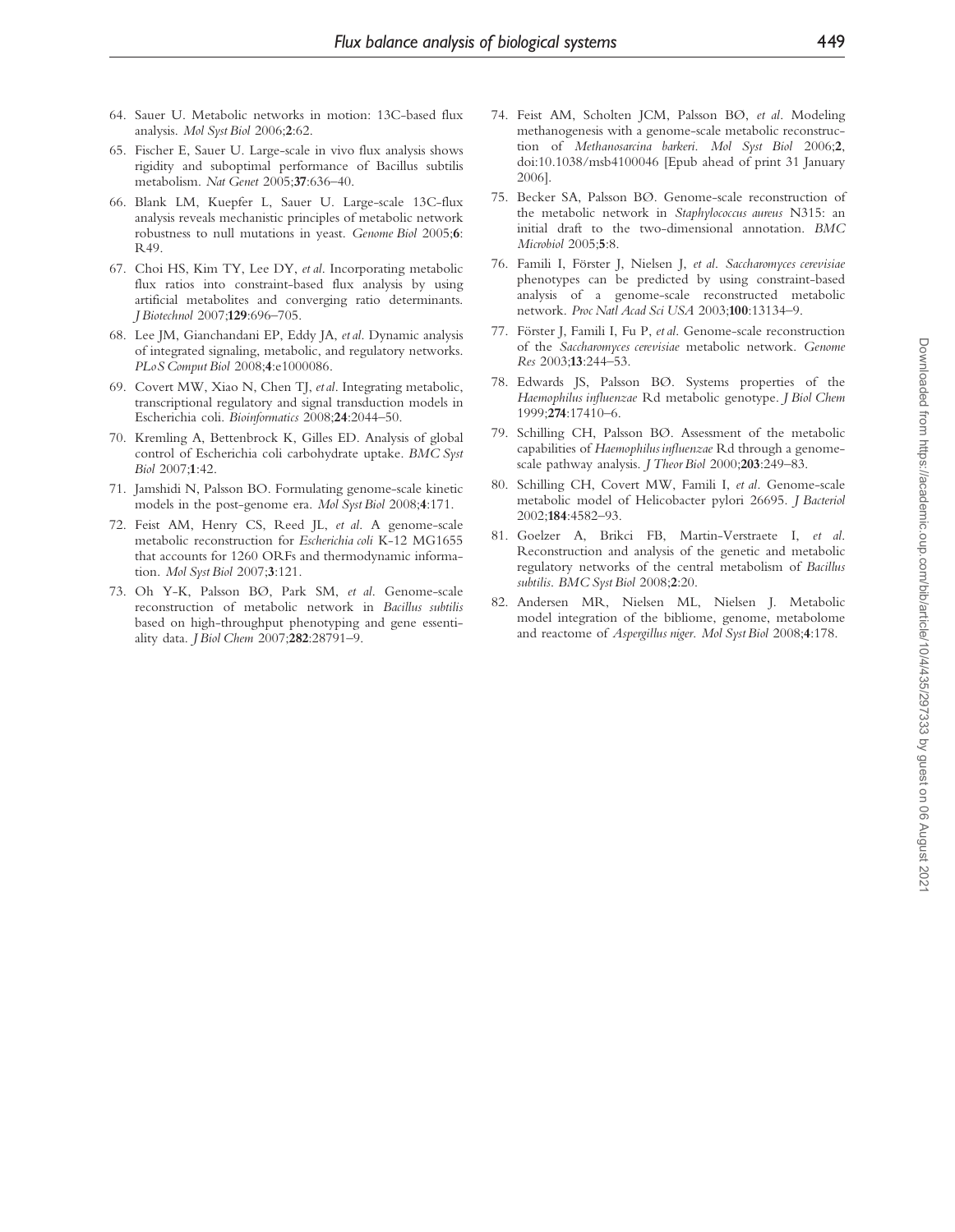64. Sauer U. Metabolic networks in motion: 13C-based flux analysis. *Mol Syst Biol* 2006;**2**:62.
65. Fischer E, Sauer U. Large-scale in vivo flux analysis shows rigidity and suboptimal performance of Bacillus subtilis metabolism. *Nat Genet* 2005;**37**:636–40.
66. Blank LM, Kuepfer L, Sauer U. Large-scale 13C-flux analysis reveals mechanistic principles of metabolic network robustness to null mutations in yeast. *Genome Biol* 2005;**6**: R49.
67. Choi HS, Kim TY, Lee DY, *et al*. Incorporating metabolic flux ratios into constraint-based flux analysis by using artificial metabolites and converging ratio determinants. *J Biotechnol* 2007;**129**:696–705.
68. Lee JM, Gianchandani EP, Eddy JA, *et al*. Dynamic analysis of integrated signaling, metabolic, and regulatory networks. *PLoS Comput Biol* 2008;**4**:e1000086.
69. Covert MW, Xiao N, Chen TJ, *et al*. Integrating metabolic, transcriptional regulatory and signal transduction models in Escherichia coli. *Bioinformatics* 2008;**24**:2044–50.
70. Kremling A, Bettenbrock K, Gilles ED. Analysis of global control of Escherichia coli carbohydrate uptake. *BMC Syst Biol* 2007;**1**:42.
71. Jamshidi N, Palsson BO. Formulating genome-scale kinetic models in the post-genome era. *Mol Syst Biol* 2008;**4**:171.
72. Feist AM, Henry CS, Reed JL, *et al*. A genome-scale metabolic reconstruction for *Escherichia coli* K-12 MG1655 that accounts for 1260 ORFs and thermodynamic information. *Mol Syst Biol* 2007;**3**:121.
73. Oh Y-K, Palsson BØ, Park SM, *et al*. Genome-scale reconstruction of metabolic network in *Bacillus subtilis* based on high-throughput phenotyping and gene essentiality data. *J Biol Chem* 2007;**282**:28791–9.
74. Feist AM, Scholten JCM, Palsson BØ, *et al*. Modeling methanogenesis with a genome-scale metabolic reconstruction of *Methanosarcina barkeri*. *Mol Syst Biol* 2006;**2**, doi:10.1038/msb4100046 [Epub ahead of print 31 January 2006].
75. Becker SA, Palsson BØ. Genome-scale reconstruction of the metabolic network in *Staphylococcus aureus* N315: an initial draft to the two-dimensional annotation. *BMC Microbiol* 2005;**5**:8.
76. Famili I, Förster J, Nielsen J, *et al*. *Saccharomyces cerevisiae* phenotypes can be predicted by using constraint-based analysis of a genome-scale reconstructed metabolic network. *Proc Natl Acad Sci USA* 2003;**100**:13134–9.
77. Förster J, Famili I, Fu P, *et al*. Genome-scale reconstruction of the *Saccharomyces cerevisiae* metabolic network. *Genome Res* 2003;**13**:244–53.
78. Edwards JS, Palsson BØ. Systems properties of the *Haemophilus influenzae* Rd metabolic genotype. *J Biol Chem* 1999;**274**:17410–6.
79. Schilling CH, Palsson BØ. Assessment of the metabolic capabilities of *Haemophilus influenzae* Rd through a genome-scale pathway analysis. *J Theor Biol* 2000;**203**:249–83.
80. Schilling CH, Covert MW, Famili I, *et al*. Genome-scale metabolic model of Helicobacter pylori 26695. *J Bacteriol* 2002;**184**:4582–93.
81. Goelzer A, Brikci FB, Martin-Verstraete I, *et al*. Reconstruction and analysis of the genetic and metabolic regulatory networks of the central metabolism of *Bacillus subtilis*. *BMC Syst Biol* 2008;**2**:20.
82. Andersen MR, Nielsen ML, Nielsen J. Metabolic model integration of the bibliome, genome, metabolome and reactome of *Aspergillus niger*. *Mol Syst Biol* 2008;**4**:178.